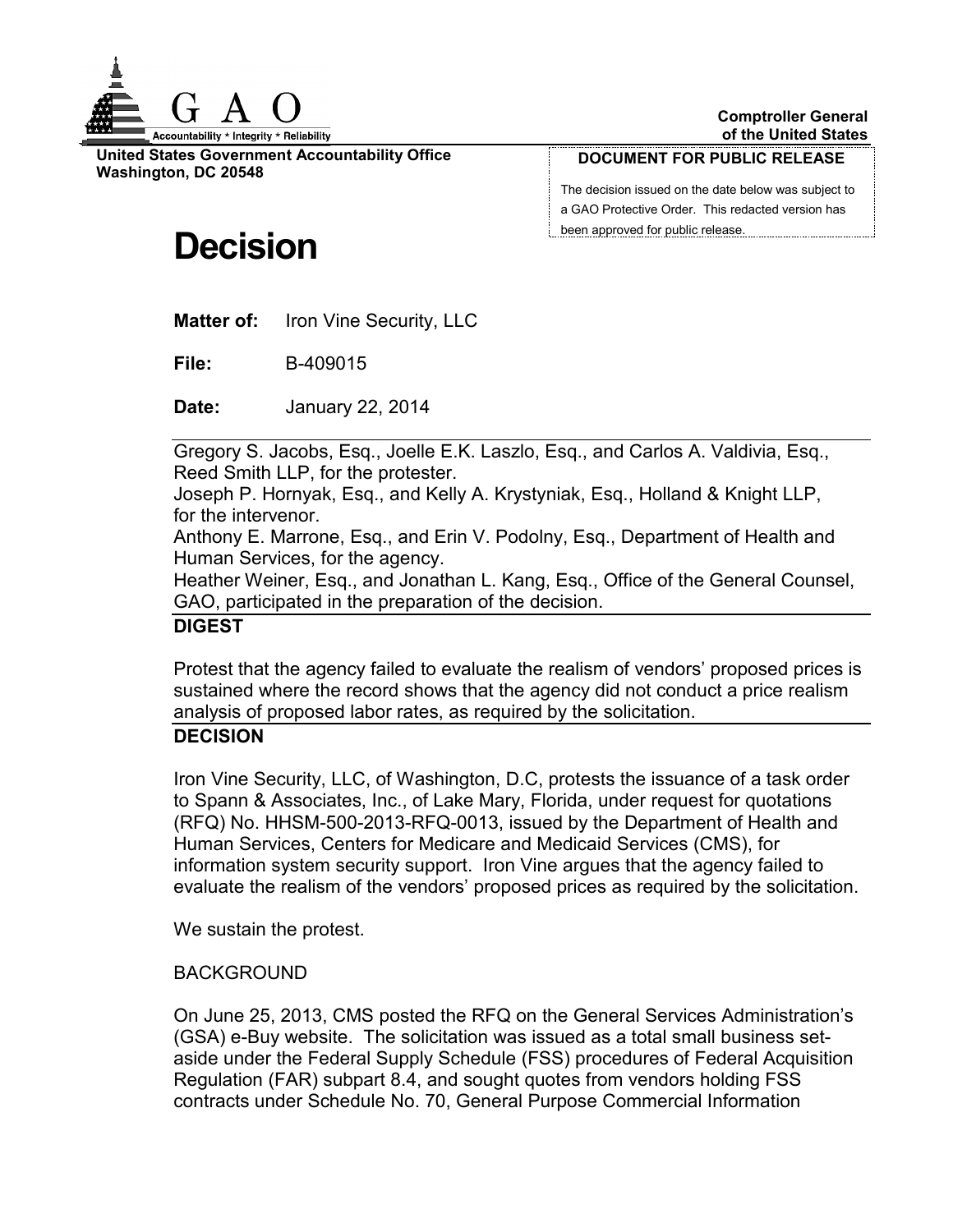**Comptroller General of the United States**

**United States Government Accountability Office**
**Washington, DC 20548**

**DOCUMENT FOR PUBLIC RELEASE**

The decision issued on the date below was subject to a GAO Protective Order. This redacted version has been approved for public release.

# Decision

**Matter of:** Iron Vine Security, LLC

**File:** B-409015

**Date:** January 22, 2014

Gregory S. Jacobs, Esq., Joelle E.K. Laszlo, Esq., and Carlos A. Valdivia, Esq., Reed Smith LLP, for the protester.
Joseph P. Hornyak, Esq., and Kelly A. Krystyniak, Esq., Holland & Knight LLP, for the intervenor.
Anthony E. Marrone, Esq., and Erin V. Podolny, Esq., Department of Health and Human Services, for the agency.
Heather Weiner, Esq., and Jonathan L. Kang, Esq., Office of the General Counsel, GAO, participated in the preparation of the decision.

**DIGEST**

Protest that the agency failed to evaluate the realism of vendors' proposed prices is sustained where the record shows that the agency did not conduct a price realism analysis of proposed labor rates, as required by the solicitation.

**DECISION**

Iron Vine Security, LLC, of Washington, D.C, protests the issuance of a task order to Spann & Associates, Inc., of Lake Mary, Florida, under request for quotations (RFQ) No. HHSM-500-2013-RFQ-0013, issued by the Department of Health and Human Services, Centers for Medicare and Medicaid Services (CMS), for information system security support. Iron Vine argues that the agency failed to evaluate the realism of the vendors' proposed prices as required by the solicitation.

We sustain the protest.

BACKGROUND

On June 25, 2013, CMS posted the RFQ on the General Services Administration's (GSA) e-Buy website. The solicitation was issued as a total small business set-aside under the Federal Supply Schedule (FSS) procedures of Federal Acquisition Regulation (FAR) subpart 8.4, and sought quotes from vendors holding FSS contracts under Schedule No. 70, General Purpose Commercial Information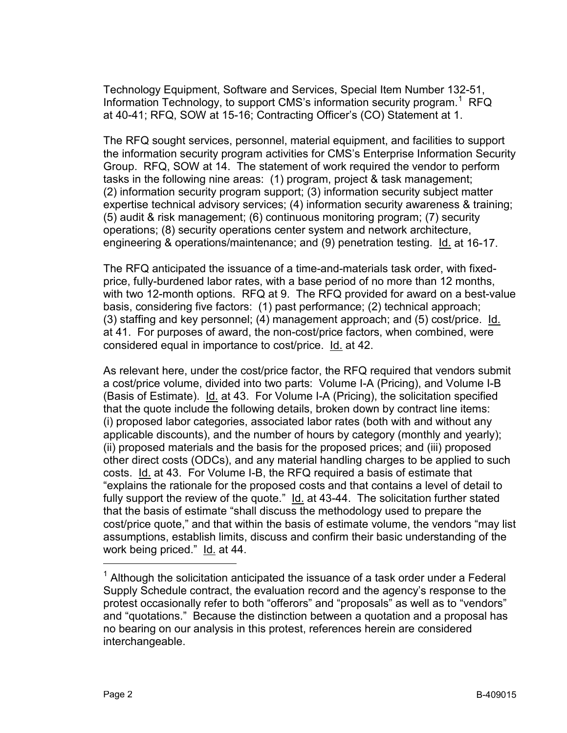Technology Equipment, Software and Services, Special Item Number 132-51, Information Technology, to support CMS's information security program.[1] RFQ at 40-41; RFQ, SOW at 15-16; Contracting Officer's (CO) Statement at 1.

The RFQ sought services, personnel, material equipment, and facilities to support the information security program activities for CMS's Enterprise Information Security Group. RFQ, SOW at 14. The statement of work required the vendor to perform tasks in the following nine areas: (1) program, project & task management; (2) information security program support; (3) information security subject matter expertise technical advisory services; (4) information security awareness & training; (5) audit & risk management; (6) continuous monitoring program; (7) security operations; (8) security operations center system and network architecture, engineering & operations/maintenance; and (9) penetration testing. Id. at 16-17.

The RFQ anticipated the issuance of a time-and-materials task order, with fixed-price, fully-burdened labor rates, with a base period of no more than 12 months, with two 12-month options. RFQ at 9. The RFQ provided for award on a best-value basis, considering five factors: (1) past performance; (2) technical approach; (3) staffing and key personnel; (4) management approach; and (5) cost/price. Id. at 41. For purposes of award, the non-cost/price factors, when combined, were considered equal in importance to cost/price. Id. at 42.

As relevant here, under the cost/price factor, the RFQ required that vendors submit a cost/price volume, divided into two parts: Volume I-A (Pricing), and Volume I-B (Basis of Estimate). Id. at 43. For Volume I-A (Pricing), the solicitation specified that the quote include the following details, broken down by contract line items: (i) proposed labor categories, associated labor rates (both with and without any applicable discounts), and the number of hours by category (monthly and yearly); (ii) proposed materials and the basis for the proposed prices; and (iii) proposed other direct costs (ODCs), and any material handling charges to be applied to such costs. Id. at 43. For Volume I-B, the RFQ required a basis of estimate that "explains the rationale for the proposed costs and that contains a level of detail to fully support the review of the quote." Id. at 43-44. The solicitation further stated that the basis of estimate "shall discuss the methodology used to prepare the cost/price quote," and that within the basis of estimate volume, the vendors "may list assumptions, establish limits, discuss and confirm their basic understanding of the work being priced." Id. at 44.

[1] Although the solicitation anticipated the issuance of a task order under a Federal Supply Schedule contract, the evaluation record and the agency's response to the protest occasionally refer to both "offerors" and "proposals" as well as to "vendors" and "quotations." Because the distinction between a quotation and a proposal has no bearing on our analysis in this protest, references herein are considered interchangeable.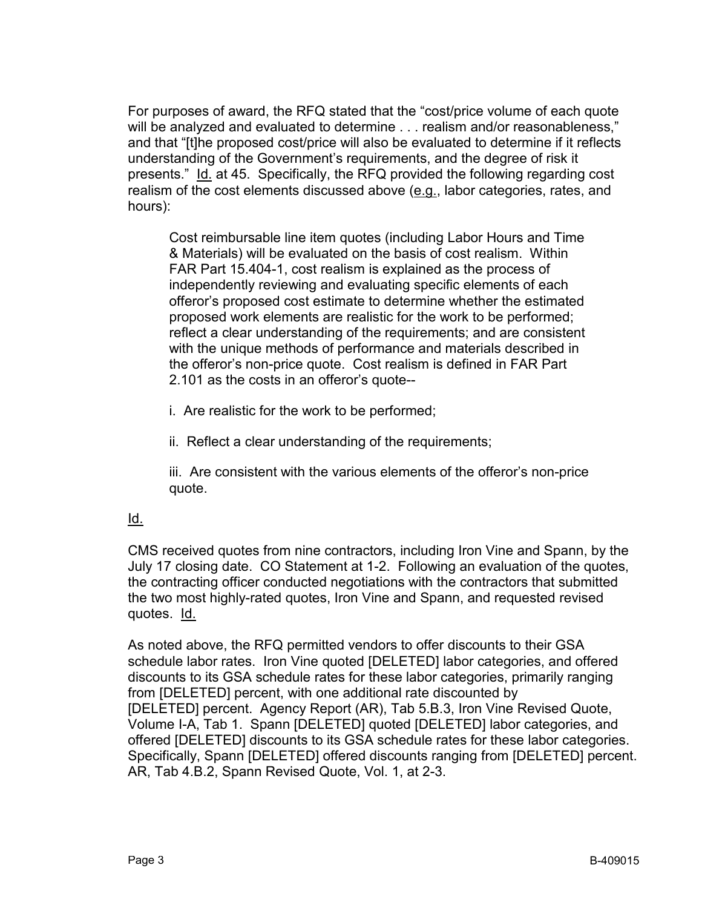For purposes of award, the RFQ stated that the "cost/price volume of each quote will be analyzed and evaluated to determine . . . realism and/or reasonableness," and that "[t]he proposed cost/price will also be evaluated to determine if it reflects understanding of the Government's requirements, and the degree of risk it presents." Id. at 45. Specifically, the RFQ provided the following regarding cost realism of the cost elements discussed above (e.g., labor categories, rates, and hours):

> Cost reimbursable line item quotes (including Labor Hours and Time & Materials) will be evaluated on the basis of cost realism. Within FAR Part 15.404-1, cost realism is explained as the process of independently reviewing and evaluating specific elements of each offeror's proposed cost estimate to determine whether the estimated proposed work elements are realistic for the work to be performed; reflect a clear understanding of the requirements; and are consistent with the unique methods of performance and materials described in the offeror's non-price quote. Cost realism is defined in FAR Part 2.101 as the costs in an offeror's quote--
>
> i. Are realistic for the work to be performed;
>
> ii. Reflect a clear understanding of the requirements;
>
> iii. Are consistent with the various elements of the offeror's non-price quote.

Id.

CMS received quotes from nine contractors, including Iron Vine and Spann, by the July 17 closing date. CO Statement at 1-2. Following an evaluation of the quotes, the contracting officer conducted negotiations with the contractors that submitted the two most highly-rated quotes, Iron Vine and Spann, and requested revised quotes. Id.

As noted above, the RFQ permitted vendors to offer discounts to their GSA schedule labor rates. Iron Vine quoted [DELETED] labor categories, and offered discounts to its GSA schedule rates for these labor categories, primarily ranging from [DELETED] percent, with one additional rate discounted by [DELETED] percent. Agency Report (AR), Tab 5.B.3, Iron Vine Revised Quote, Volume I-A, Tab 1. Spann [DELETED] quoted [DELETED] labor categories, and offered [DELETED] discounts to its GSA schedule rates for these labor categories. Specifically, Spann [DELETED] offered discounts ranging from [DELETED] percent. AR, Tab 4.B.2, Spann Revised Quote, Vol. 1, at 2-3.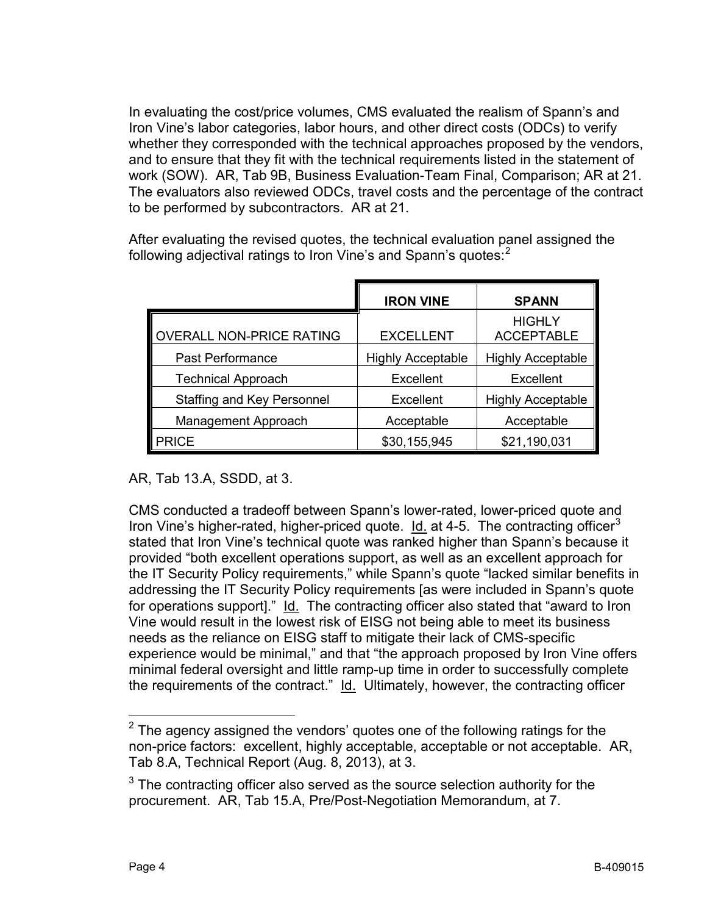In evaluating the cost/price volumes, CMS evaluated the realism of Spann's and Iron Vine's labor categories, labor hours, and other direct costs (ODCs) to verify whether they corresponded with the technical approaches proposed by the vendors, and to ensure that they fit with the technical requirements listed in the statement of work (SOW). AR, Tab 9B, Business Evaluation-Team Final, Comparison; AR at 21. The evaluators also reviewed ODCs, travel costs and the percentage of the contract to be performed by subcontractors. AR at 21.

After evaluating the revised quotes, the technical evaluation panel assigned the following adjectival ratings to Iron Vine's and Spann's quotes:[2]

| | **IRON VINE** | **SPANN** |
|---|---|---|
| OVERALL NON-PRICE RATING | EXCELLENT | HIGHLY ACCEPTABLE |
| Past Performance | Highly Acceptable | Highly Acceptable |
| Technical Approach | Excellent | Excellent |
| Staffing and Key Personnel | Excellent | Highly Acceptable |
| Management Approach | Acceptable | Acceptable |
| PRICE | $30,155,945 | $21,190,031 |

AR, Tab 13.A, SSDD, at 3.

CMS conducted a tradeoff between Spann's lower-rated, lower-priced quote and Iron Vine's higher-rated, higher-priced quote. Id. at 4-5. The contracting officer[3] stated that Iron Vine's technical quote was ranked higher than Spann's because it provided "both excellent operations support, as well as an excellent approach for the IT Security Policy requirements," while Spann's quote "lacked similar benefits in addressing the IT Security Policy requirements [as were included in Spann's quote for operations support]." Id. The contracting officer also stated that "award to Iron Vine would result in the lowest risk of EISG not being able to meet its business needs as the reliance on EISG staff to mitigate their lack of CMS-specific experience would be minimal," and that "the approach proposed by Iron Vine offers minimal federal oversight and little ramp-up time in order to successfully complete the requirements of the contract." Id. Ultimately, however, the contracting officer

[2] The agency assigned the vendors' quotes one of the following ratings for the non-price factors: excellent, highly acceptable, acceptable or not acceptable. AR, Tab 8.A, Technical Report (Aug. 8, 2013), at 3.

[3] The contracting officer also served as the source selection authority for the procurement. AR, Tab 15.A, Pre/Post-Negotiation Memorandum, at 7.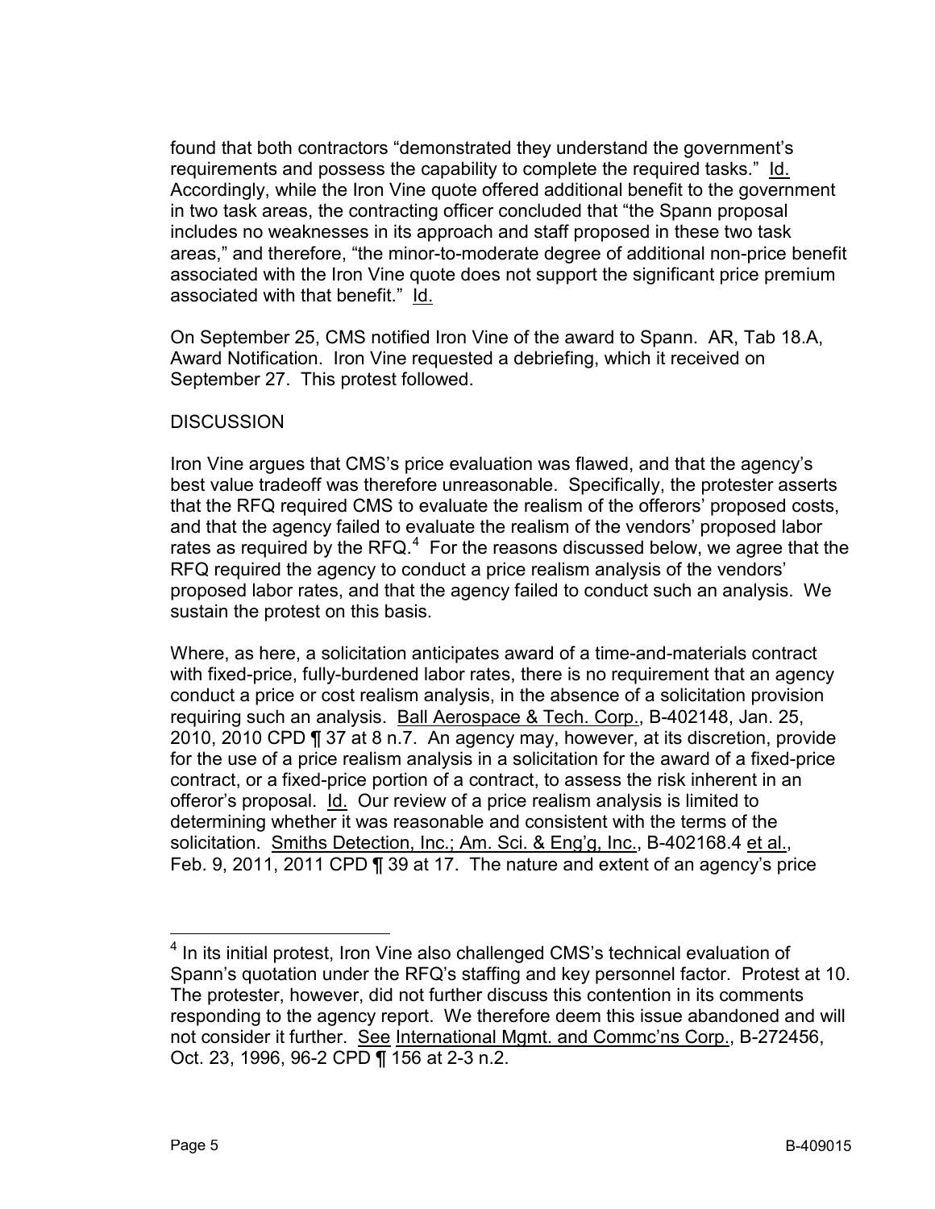found that both contractors "demonstrated they understand the government's requirements and possess the capability to complete the required tasks." Id. Accordingly, while the Iron Vine quote offered additional benefit to the government in two task areas, the contracting officer concluded that "the Spann proposal includes no weaknesses in its approach and staff proposed in these two task areas," and therefore, "the minor-to-moderate degree of additional non-price benefit associated with the Iron Vine quote does not support the significant price premium associated with that benefit." Id.

On September 25, CMS notified Iron Vine of the award to Spann. AR, Tab 18.A, Award Notification. Iron Vine requested a debriefing, which it received on September 27. This protest followed.

## DISCUSSION

Iron Vine argues that CMS's price evaluation was flawed, and that the agency's best value tradeoff was therefore unreasonable. Specifically, the protester asserts that the RFQ required CMS to evaluate the realism of the offerors' proposed costs, and that the agency failed to evaluate the realism of the vendors' proposed labor rates as required by the RFQ.[4] For the reasons discussed below, we agree that the RFQ required the agency to conduct a price realism analysis of the vendors' proposed labor rates, and that the agency failed to conduct such an analysis. We sustain the protest on this basis.

Where, as here, a solicitation anticipates award of a time-and-materials contract with fixed-price, fully-burdened labor rates, there is no requirement that an agency conduct a price or cost realism analysis, in the absence of a solicitation provision requiring such an analysis. Ball Aerospace & Tech. Corp., B-402148, Jan. 25, 2010, 2010 CPD ¶ 37 at 8 n.7. An agency may, however, at its discretion, provide for the use of a price realism analysis in a solicitation for the award of a fixed-price contract, or a fixed-price portion of a contract, to assess the risk inherent in an offeror's proposal. Id. Our review of a price realism analysis is limited to determining whether it was reasonable and consistent with the terms of the solicitation. Smiths Detection, Inc.; Am. Sci. & Eng'g, Inc., B-402168.4 et al., Feb. 9, 2011, 2011 CPD ¶ 39 at 17. The nature and extent of an agency's price

---

[4] In its initial protest, Iron Vine also challenged CMS's technical evaluation of Spann's quotation under the RFQ's staffing and key personnel factor. Protest at 10. The protester, however, did not further discuss this contention in its comments responding to the agency report. We therefore deem this issue abandoned and will not consider it further. See International Mgmt. and Commc'ns Corp., B-272456, Oct. 23, 1996, 96-2 CPD ¶ 156 at 2-3 n.2.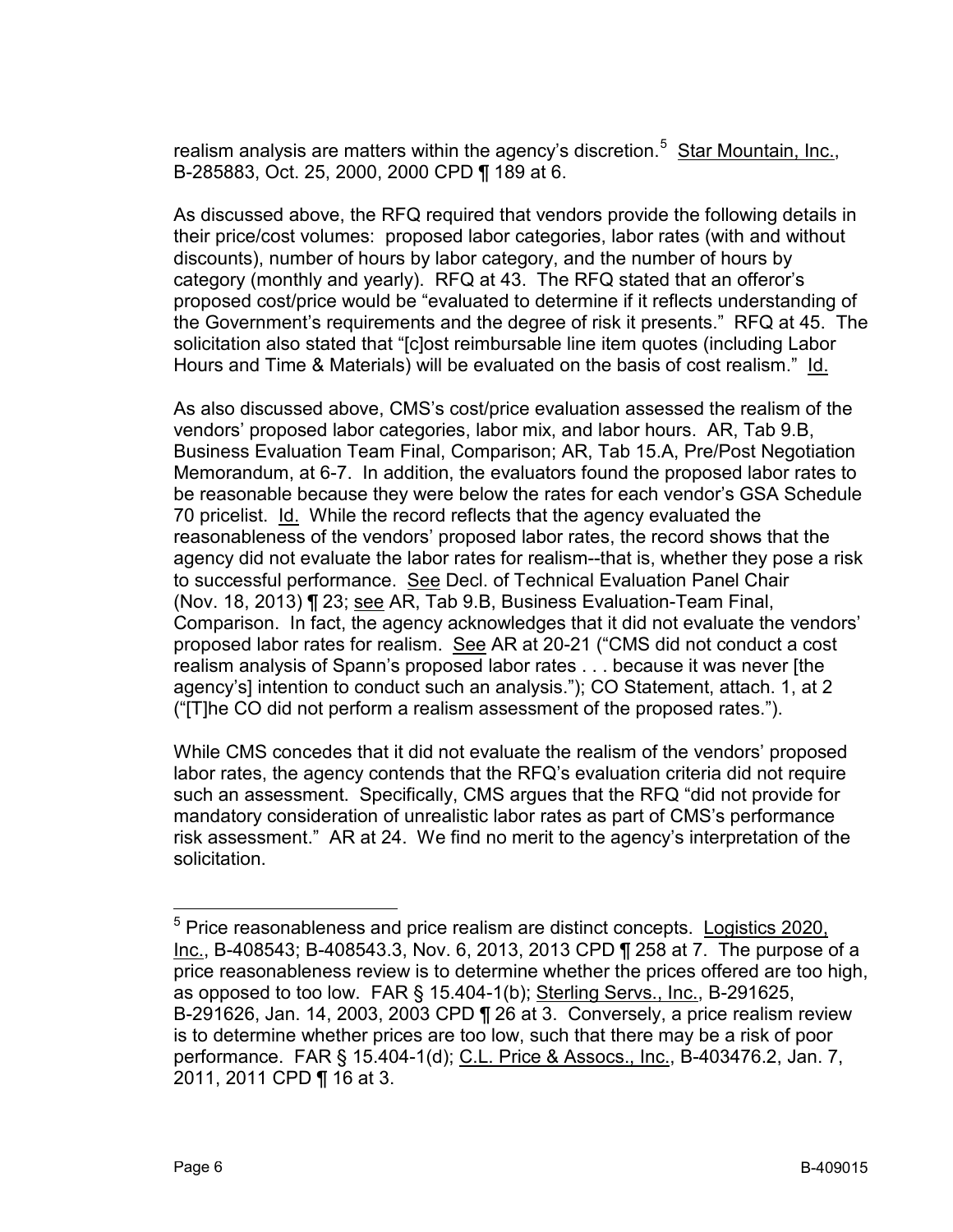realism analysis are matters within the agency's discretion.[5] Star Mountain, Inc., B-285883, Oct. 25, 2000, 2000 CPD ¶ 189 at 6.

As discussed above, the RFQ required that vendors provide the following details in their price/cost volumes: proposed labor categories, labor rates (with and without discounts), number of hours by labor category, and the number of hours by category (monthly and yearly). RFQ at 43. The RFQ stated that an offeror's proposed cost/price would be "evaluated to determine if it reflects understanding of the Government's requirements and the degree of risk it presents." RFQ at 45. The solicitation also stated that "[c]ost reimbursable line item quotes (including Labor Hours and Time & Materials) will be evaluated on the basis of cost realism." Id.

As also discussed above, CMS's cost/price evaluation assessed the realism of the vendors' proposed labor categories, labor mix, and labor hours. AR, Tab 9.B, Business Evaluation Team Final, Comparison; AR, Tab 15.A, Pre/Post Negotiation Memorandum, at 6-7. In addition, the evaluators found the proposed labor rates to be reasonable because they were below the rates for each vendor's GSA Schedule 70 pricelist. Id. While the record reflects that the agency evaluated the reasonableness of the vendors' proposed labor rates, the record shows that the agency did not evaluate the labor rates for realism--that is, whether they pose a risk to successful performance. See Decl. of Technical Evaluation Panel Chair (Nov. 18, 2013) ¶ 23; see AR, Tab 9.B, Business Evaluation-Team Final, Comparison. In fact, the agency acknowledges that it did not evaluate the vendors' proposed labor rates for realism. See AR at 20-21 ("CMS did not conduct a cost realism analysis of Spann's proposed labor rates . . . because it was never [the agency's] intention to conduct such an analysis."); CO Statement, attach. 1, at 2 ("[T]he CO did not perform a realism assessment of the proposed rates.").

While CMS concedes that it did not evaluate the realism of the vendors' proposed labor rates, the agency contends that the RFQ's evaluation criteria did not require such an assessment. Specifically, CMS argues that the RFQ "did not provide for mandatory consideration of unrealistic labor rates as part of CMS's performance risk assessment." AR at 24. We find no merit to the agency's interpretation of the solicitation.

---

[5] Price reasonableness and price realism are distinct concepts. Logistics 2020, Inc., B-408543; B-408543.3, Nov. 6, 2013, 2013 CPD ¶ 258 at 7. The purpose of a price reasonableness review is to determine whether the prices offered are too high, as opposed to too low. FAR § 15.404-1(b); Sterling Servs., Inc., B-291625, B-291626, Jan. 14, 2003, 2003 CPD ¶ 26 at 3. Conversely, a price realism review is to determine whether prices are too low, such that there may be a risk of poor performance. FAR § 15.404-1(d); C.L. Price & Assocs., Inc., B-403476.2, Jan. 7, 2011, 2011 CPD ¶ 16 at 3.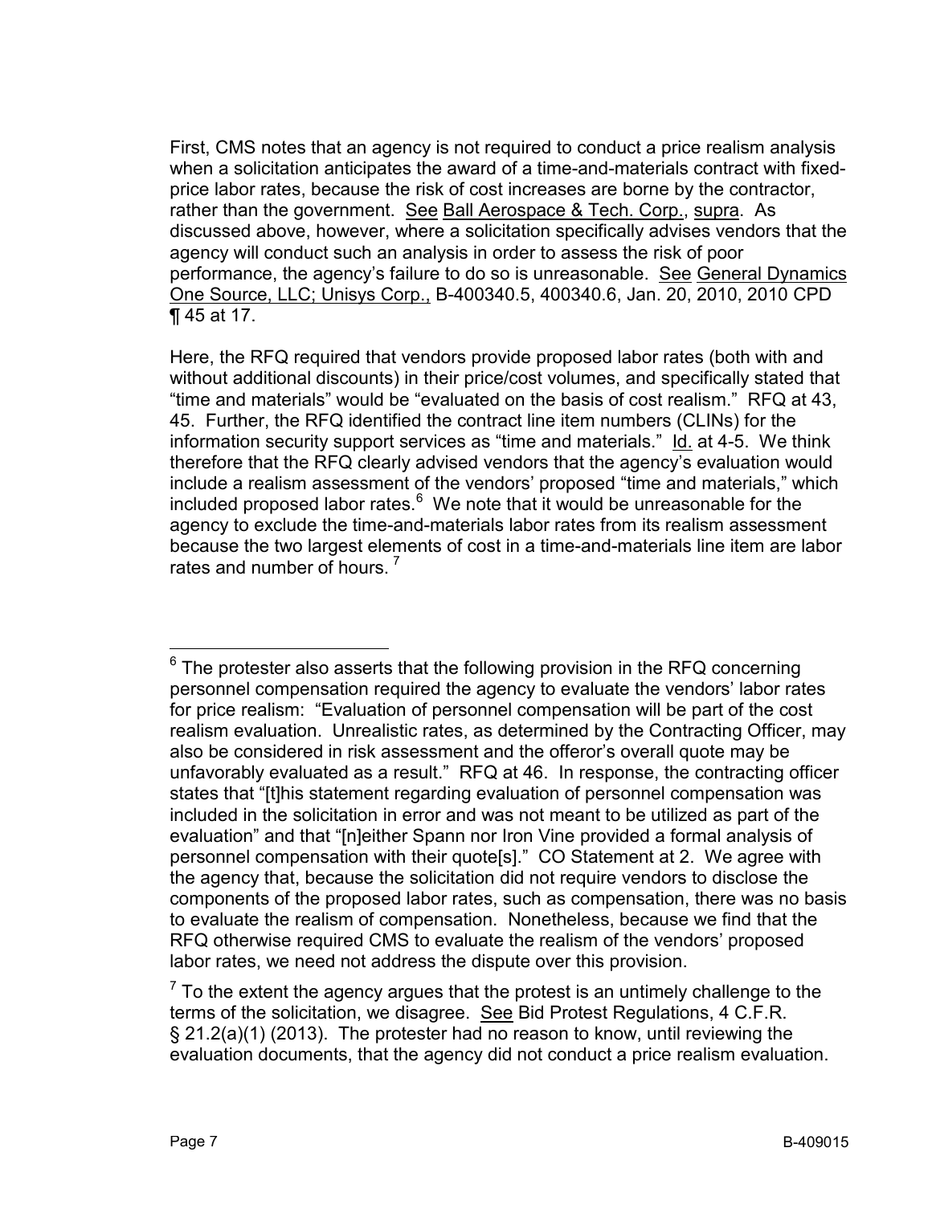First, CMS notes that an agency is not required to conduct a price realism analysis when a solicitation anticipates the award of a time-and-materials contract with fixed-price labor rates, because the risk of cost increases are borne by the contractor, rather than the government. See Ball Aerospace & Tech. Corp., supra. As discussed above, however, where a solicitation specifically advises vendors that the agency will conduct such an analysis in order to assess the risk of poor performance, the agency's failure to do so is unreasonable. See General Dynamics One Source, LLC; Unisys Corp., B-400340.5, 400340.6, Jan. 20, 2010, 2010 CPD ¶ 45 at 17.

Here, the RFQ required that vendors provide proposed labor rates (both with and without additional discounts) in their price/cost volumes, and specifically stated that "time and materials" would be "evaluated on the basis of cost realism." RFQ at 43, 45. Further, the RFQ identified the contract line item numbers (CLINs) for the information security support services as "time and materials." Id. at 4-5. We think therefore that the RFQ clearly advised vendors that the agency's evaluation would include a realism assessment of the vendors' proposed "time and materials," which included proposed labor rates.[6] We note that it would be unreasonable for the agency to exclude the time-and-materials labor rates from its realism assessment because the two largest elements of cost in a time-and-materials line item are labor rates and number of hours.[7]

---

[6] The protester also asserts that the following provision in the RFQ concerning personnel compensation required the agency to evaluate the vendors' labor rates for price realism: "Evaluation of personnel compensation will be part of the cost realism evaluation. Unrealistic rates, as determined by the Contracting Officer, may also be considered in risk assessment and the offeror's overall quote may be unfavorably evaluated as a result." RFQ at 46. In response, the contracting officer states that "[t]his statement regarding evaluation of personnel compensation was included in the solicitation in error and was not meant to be utilized as part of the evaluation" and that "[n]either Spann nor Iron Vine provided a formal analysis of personnel compensation with their quote[s]." CO Statement at 2. We agree with the agency that, because the solicitation did not require vendors to disclose the components of the proposed labor rates, such as compensation, there was no basis to evaluate the realism of compensation. Nonetheless, because we find that the RFQ otherwise required CMS to evaluate the realism of the vendors' proposed labor rates, we need not address the dispute over this provision.

[7] To the extent the agency argues that the protest is an untimely challenge to the terms of the solicitation, we disagree. See Bid Protest Regulations, 4 C.F.R. § 21.2(a)(1) (2013). The protester had no reason to know, until reviewing the evaluation documents, that the agency did not conduct a price realism evaluation.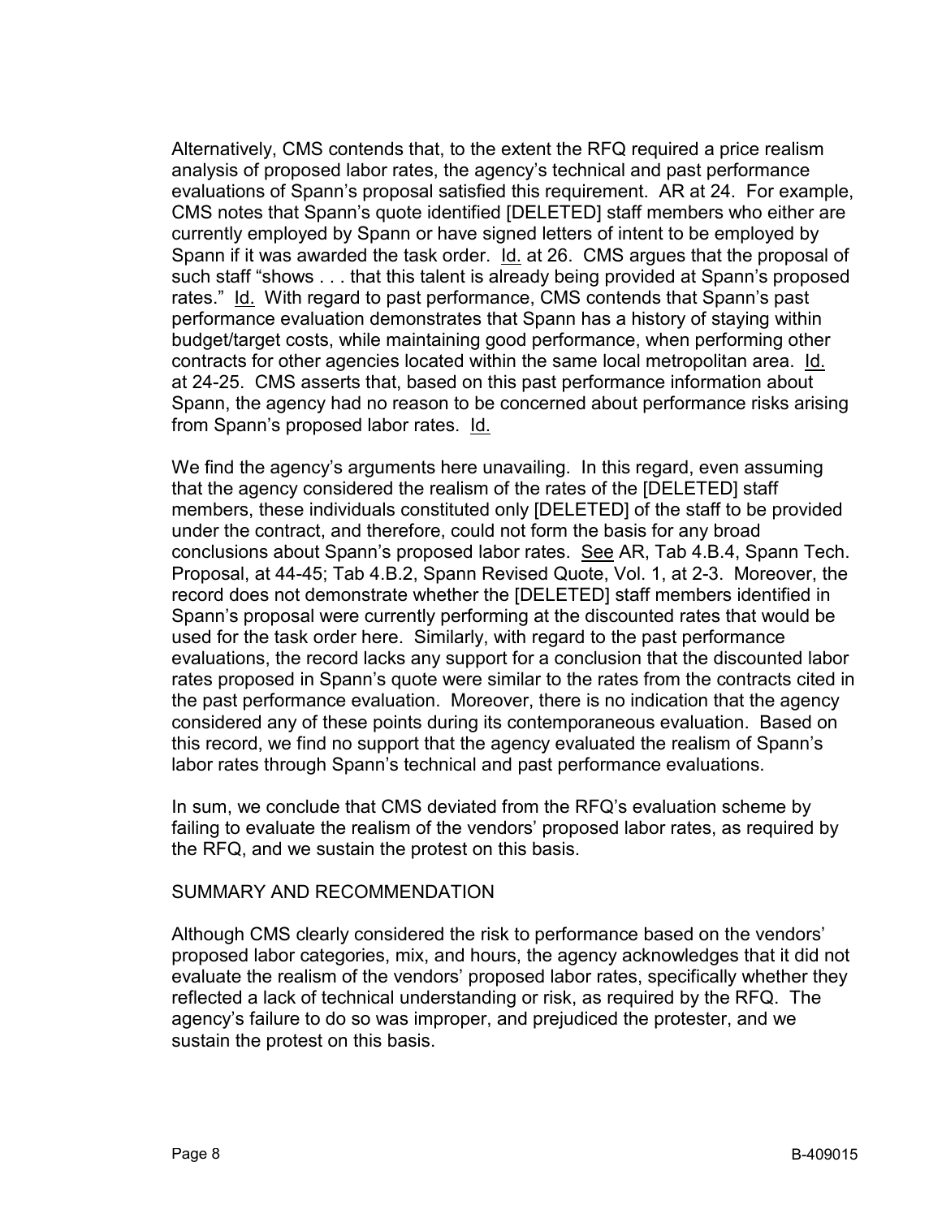Alternatively, CMS contends that, to the extent the RFQ required a price realism analysis of proposed labor rates, the agency's technical and past performance evaluations of Spann's proposal satisfied this requirement. AR at 24. For example, CMS notes that Spann's quote identified [DELETED] staff members who either are currently employed by Spann or have signed letters of intent to be employed by Spann if it was awarded the task order. Id. at 26. CMS argues that the proposal of such staff "shows . . . that this talent is already being provided at Spann's proposed rates." Id. With regard to past performance, CMS contends that Spann's past performance evaluation demonstrates that Spann has a history of staying within budget/target costs, while maintaining good performance, when performing other contracts for other agencies located within the same local metropolitan area. Id. at 24-25. CMS asserts that, based on this past performance information about Spann, the agency had no reason to be concerned about performance risks arising from Spann's proposed labor rates. Id.

We find the agency's arguments here unavailing. In this regard, even assuming that the agency considered the realism of the rates of the [DELETED] staff members, these individuals constituted only [DELETED] of the staff to be provided under the contract, and therefore, could not form the basis for any broad conclusions about Spann's proposed labor rates. See AR, Tab 4.B.4, Spann Tech. Proposal, at 44-45; Tab 4.B.2, Spann Revised Quote, Vol. 1, at 2-3. Moreover, the record does not demonstrate whether the [DELETED] staff members identified in Spann's proposal were currently performing at the discounted rates that would be used for the task order here. Similarly, with regard to the past performance evaluations, the record lacks any support for a conclusion that the discounted labor rates proposed in Spann's quote were similar to the rates from the contracts cited in the past performance evaluation. Moreover, there is no indication that the agency considered any of these points during its contemporaneous evaluation. Based on this record, we find no support that the agency evaluated the realism of Spann's labor rates through Spann's technical and past performance evaluations.

In sum, we conclude that CMS deviated from the RFQ's evaluation scheme by failing to evaluate the realism of the vendors' proposed labor rates, as required by the RFQ, and we sustain the protest on this basis.

SUMMARY AND RECOMMENDATION

Although CMS clearly considered the risk to performance based on the vendors' proposed labor categories, mix, and hours, the agency acknowledges that it did not evaluate the realism of the vendors' proposed labor rates, specifically whether they reflected a lack of technical understanding or risk, as required by the RFQ. The agency's failure to do so was improper, and prejudiced the protester, and we sustain the protest on this basis.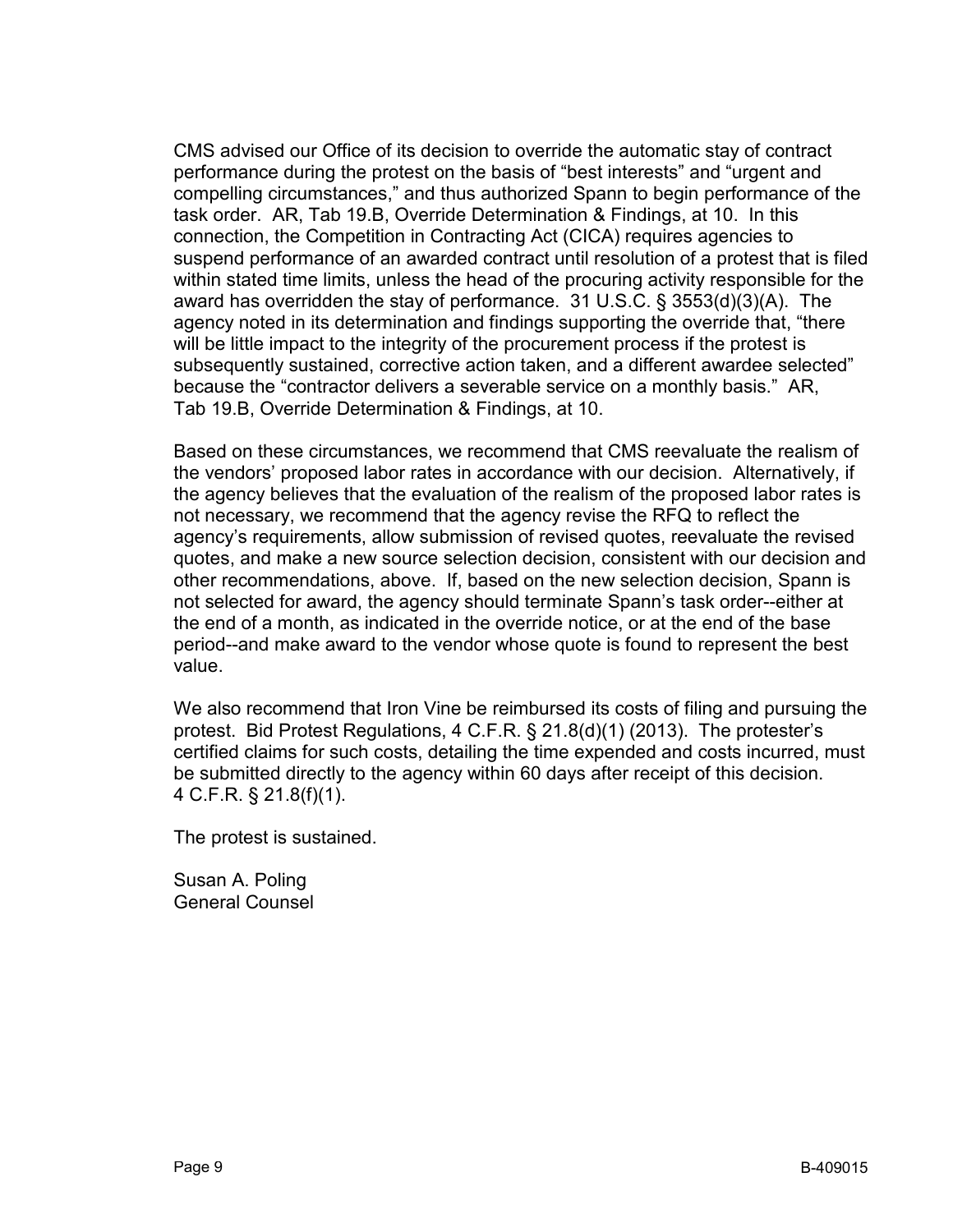CMS advised our Office of its decision to override the automatic stay of contract performance during the protest on the basis of "best interests" and "urgent and compelling circumstances," and thus authorized Spann to begin performance of the task order. AR, Tab 19.B, Override Determination & Findings, at 10. In this connection, the Competition in Contracting Act (CICA) requires agencies to suspend performance of an awarded contract until resolution of a protest that is filed within stated time limits, unless the head of the procuring activity responsible for the award has overridden the stay of performance. 31 U.S.C. § 3553(d)(3)(A). The agency noted in its determination and findings supporting the override that, "there will be little impact to the integrity of the procurement process if the protest is subsequently sustained, corrective action taken, and a different awardee selected" because the "contractor delivers a severable service on a monthly basis." AR, Tab 19.B, Override Determination & Findings, at 10.

Based on these circumstances, we recommend that CMS reevaluate the realism of the vendors' proposed labor rates in accordance with our decision. Alternatively, if the agency believes that the evaluation of the realism of the proposed labor rates is not necessary, we recommend that the agency revise the RFQ to reflect the agency's requirements, allow submission of revised quotes, reevaluate the revised quotes, and make a new source selection decision, consistent with our decision and other recommendations, above. If, based on the new selection decision, Spann is not selected for award, the agency should terminate Spann's task order--either at the end of a month, as indicated in the override notice, or at the end of the base period--and make award to the vendor whose quote is found to represent the best value.

We also recommend that Iron Vine be reimbursed its costs of filing and pursuing the protest. Bid Protest Regulations, 4 C.F.R. § 21.8(d)(1) (2013). The protester's certified claims for such costs, detailing the time expended and costs incurred, must be submitted directly to the agency within 60 days after receipt of this decision. 4 C.F.R. § 21.8(f)(1).

The protest is sustained.

Susan A. Poling
General Counsel